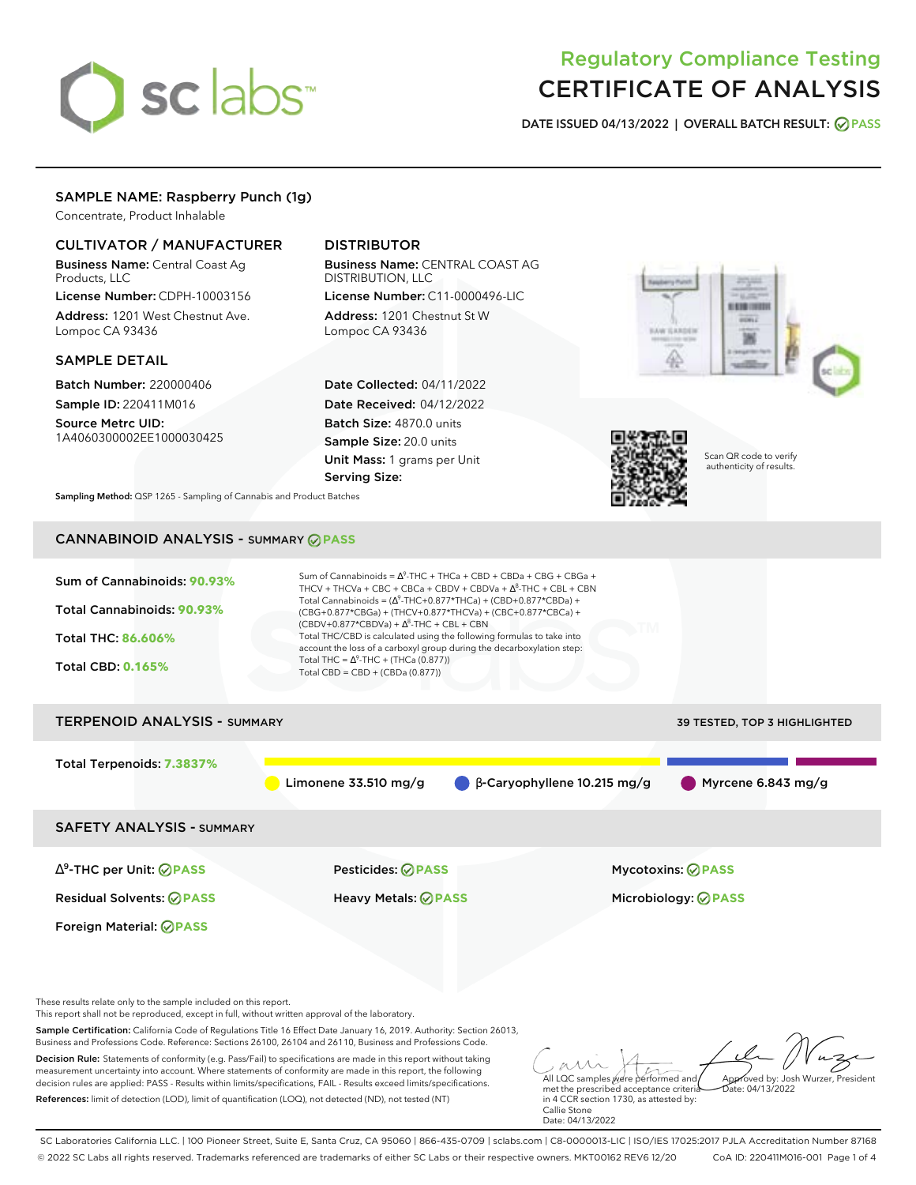# Regulatory Compliance Testing
# CERTIFICATE OF ANALYSIS

**DATE ISSUED 04/13/2022 | OVERALL BATCH RESULT: PASS**

## SAMPLE NAME: Raspberry Punch (1g)

Concentrate, Product Inhalable

### CULTIVATOR / MANUFACTURER

**Business Name:** Central Coast Ag Products, LLC

**License Number:** CDPH-10003156

**Address:** 1201 West Chestnut Ave. Lompoc CA 93436

### DISTRIBUTOR

**Business Name:** CENTRAL COAST AG DISTRIBUTION, LLC

**License Number:** C11-0000496-LIC

**Address:** 1201 Chestnut St W Lompoc CA 93436

### SAMPLE DETAIL

**Batch Number:** 220000406

**Sample ID:** 220411M016

**Source Metrc UID:** 1A4060300002EE1000030425

**Date Collected:** 04/11/2022

**Date Received:** 04/12/2022

**Batch Size:** 4870.0 units

**Sample Size:** 20.0 units

**Unit Mass:** 1 grams per Unit

**Serving Size:**

Scan QR code to verify authenticity of results.

**Sampling Method:** QSP 1265 - Sampling of Cannabis and Product Batches

## CANNABINOID ANALYSIS - SUMMARY PASS

**Sum of Cannabinoids:** 90.93%

**Total Cannabinoids:** 90.93%

**Total THC:** 86.606%

**Total CBD:** 0.165%

Sum of Cannabinoids = $\Delta^9$-THC + THCa + CBD + CBDa + CBG + CBGa + THCV + THCVa + CBC + CBCa + CBDV + CBDVa + $\Delta^8$-THC + CBL + CBN

Total Cannabinoids = ($\Delta^9$-THC+0.877*THCa) + (CBD+0.877*CBDa) + (CBG+0.877*CBGa) + (THCV+0.877*THCVa) + (CBC+0.877*CBCa) + (CBDV+0.877*CBDVa) + $\Delta^8$-THC + CBL + CBN

Total THC/CBD is calculated using the following formulas to take into account the loss of a carboxyl group during the decarboxylation step:

Total THC = $\Delta^9$-THC + (THCa (0.877))

Total CBD = CBD + (CBDa (0.877))

## TERPENOID ANALYSIS - SUMMARY

39 TESTED, TOP 3 HIGHLIGHTED

**Total Terpenoids:** 7.3837%

- Limonene 33.510 mg/g
- β-Caryophyllene 10.215 mg/g
- Myrcene 6.843 mg/g

## SAFETY ANALYSIS - SUMMARY

| | | |
|---|---|---|
| $\Delta^9$-THC per Unit: PASS | Pesticides: PASS | Mycotoxins: PASS |
| Residual Solvents: PASS | Heavy Metals: PASS | Microbiology: PASS |
| Foreign Material: PASS | | |

These results relate only to the sample included on this report.
This report shall not be reproduced, except in full, without written approval of the laboratory.

**Sample Certification:** California Code of Regulations Title 16 Effect Date January 16, 2019. Authority: Section 26013, Business and Professions Code. Reference: Sections 26100, 26104 and 26110, Business and Professions Code.

**Decision Rule:** Statements of conformity (e.g. Pass/Fail) to specifications are made in this report without taking measurement uncertainty into account. Where statements of conformity are made in this report, the following decision rules are applied: PASS - Results within limits/specifications, FAIL - Results exceed limits/specifications.

**References:** limit of detection (LOD), limit of quantification (LOQ), not detected (ND), not tested (NT)

All LQC samples were performed and met the prescribed acceptance criteria in 4 CCR section 1730, as attested by: Callie Stone Date: 04/13/2022

Approved by: Josh Wurzer, President Date: 04/13/2022

SC Laboratories California LLC. | 100 Pioneer Street, Suite E, Santa Cruz, CA 95060 | 866-435-0709 | sclabs.com | C8-0000013-LIC | ISO/IES 17025:2017 PJLA Accreditation Number 87168
© 2022 SC Labs all rights reserved. Trademarks referenced are trademarks of either SC Labs or their respective owners. MKT00162 REV6 12/20 CoA ID: 220411M016-001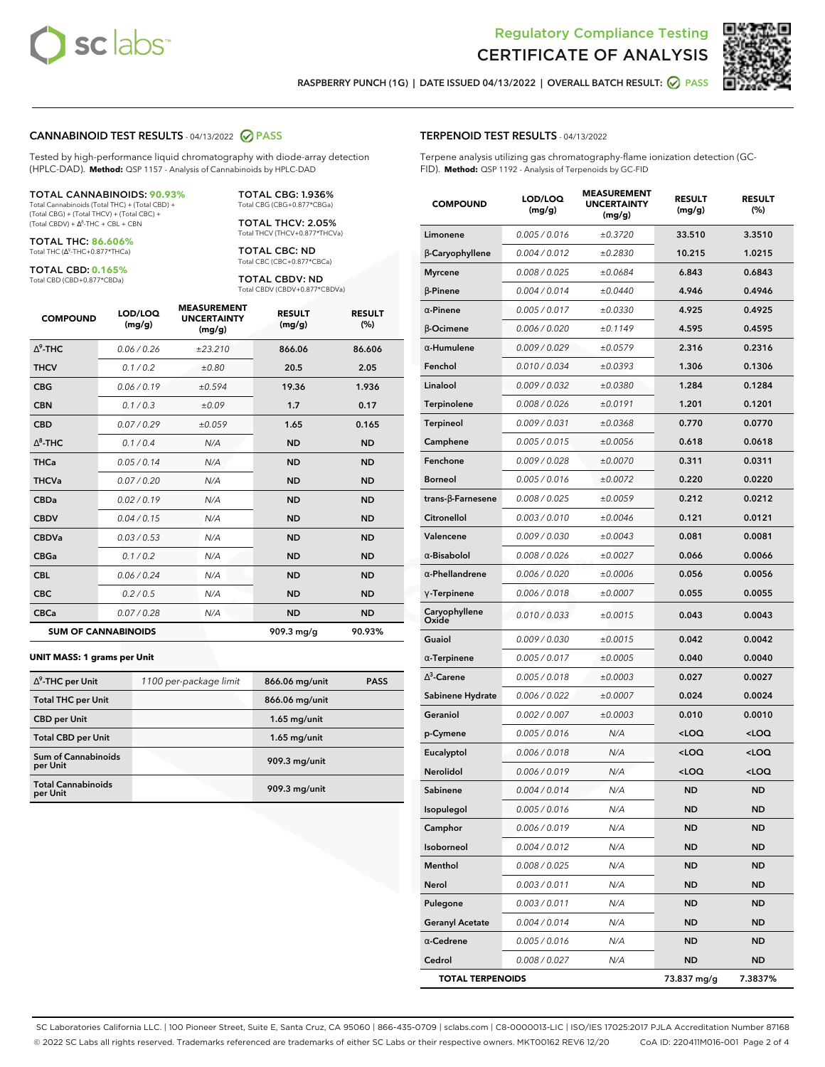# Regulatory Compliance Testing
# CERTIFICATE OF ANALYSIS

RASPBERRY PUNCH (1G) | DATE ISSUED 04/13/2022 | OVERALL BATCH RESULT: PASS

## CANNABINOID TEST RESULTS - 04/13/2022 PASS

Tested by high-performance liquid chromatography with diode-array detection (HPLC-DAD). **Method:** QSP 1157 - Analysis of Cannabinoids by HPLC-DAD

**TOTAL CANNABINOIDS: 90.93%**
Total Cannabinoids (Total THC) + (Total CBD) + (Total CBG) + (Total THCV) + (Total CBC) + (Total CBDV) + Δ8-THC + CBL + CBN

**TOTAL THC: 86.606%**
Total THC (Δ9-THC+0.877*THCa)

**TOTAL CBD: 0.165%**
Total CBD (CBD+0.877*CBDa)

**TOTAL CBG: 1.936%**
Total CBG (CBG+0.877*CBGa)

**TOTAL THCV: 2.05%**
Total THCV (THCV+0.877*THCVa)

**TOTAL CBC: ND**
Total CBC (CBC+0.877*CBCa)

**TOTAL CBDV: ND**
Total CBDV (CBDV+0.877*CBDVa)

| COMPOUND | LOD/LOQ (mg/g) | MEASUREMENT UNCERTAINTY (mg/g) | RESULT (mg/g) | RESULT (%) |
|---|---|---|---|---|
| Δ9-THC | 0.06 / 0.26 | ±23.210 | 866.06 | 86.606 |
| THCV | 0.1 / 0.2 | ±0.80 | 20.5 | 2.05 |
| CBG | 0.06 / 0.19 | ±0.594 | 19.36 | 1.936 |
| CBN | 0.1 / 0.3 | ±0.09 | 1.7 | 0.17 |
| CBD | 0.07 / 0.29 | ±0.059 | 1.65 | 0.165 |
| Δ8-THC | 0.1 / 0.4 | N/A | ND | ND |
| THCa | 0.05 / 0.14 | N/A | ND | ND |
| THCVa | 0.07 / 0.20 | N/A | ND | ND |
| CBDa | 0.02 / 0.19 | N/A | ND | ND |
| CBDV | 0.04 / 0.15 | N/A | ND | ND |
| CBDVa | 0.03 / 0.53 | N/A | ND | ND |
| CBGa | 0.1 / 0.2 | N/A | ND | ND |
| CBL | 0.06 / 0.24 | N/A | ND | ND |
| CBC | 0.2 / 0.5 | N/A | ND | ND |
| CBCa | 0.07 / 0.28 | N/A | ND | ND |
| **SUM OF CANNABINOIDS** | | | 909.3 mg/g | 90.93% |

**UNIT MASS: 1 grams per Unit**

| | | | |
|---|---|---|---|
| Δ9-THC per Unit | 1100 per-package limit | 866.06 mg/unit | PASS |
| Total THC per Unit | | 866.06 mg/unit | |
| CBD per Unit | | 1.65 mg/unit | |
| Total CBD per Unit | | 1.65 mg/unit | |
| Sum of Cannabinoids per Unit | | 909.3 mg/unit | |
| Total Cannabinoids per Unit | | 909.3 mg/unit | |

## TERPENOID TEST RESULTS - 04/13/2022

Terpene analysis utilizing gas chromatography-flame ionization detection (GC-FID). **Method:** QSP 1192 - Analysis of Terpenoids by GC-FID

| COMPOUND | LOD/LOQ (mg/g) | MEASUREMENT UNCERTAINTY (mg/g) | RESULT (mg/g) | RESULT (%) |
|---|---|---|---|---|
| Limonene | 0.005 / 0.016 | ±0.3720 | 33.510 | 3.3510 |
| β-Caryophyllene | 0.004 / 0.012 | ±0.2830 | 10.215 | 1.0215 |
| Myrcene | 0.008 / 0.025 | ±0.0684 | 6.843 | 0.6843 |
| β-Pinene | 0.004 / 0.014 | ±0.0440 | 4.946 | 0.4946 |
| α-Pinene | 0.005 / 0.017 | ±0.0330 | 4.925 | 0.4925 |
| β-Ocimene | 0.006 / 0.020 | ±0.1149 | 4.595 | 0.4595 |
| α-Humulene | 0.009 / 0.029 | ±0.0579 | 2.316 | 0.2316 |
| Fenchol | 0.010 / 0.034 | ±0.0393 | 1.306 | 0.1306 |
| Linalool | 0.009 / 0.032 | ±0.0380 | 1.284 | 0.1284 |
| Terpinolene | 0.008 / 0.026 | ±0.0191 | 1.201 | 0.1201 |
| Terpineol | 0.009 / 0.031 | ±0.0368 | 0.770 | 0.0770 |
| Camphene | 0.005 / 0.015 | ±0.0056 | 0.618 | 0.0618 |
| Fenchone | 0.009 / 0.028 | ±0.0070 | 0.311 | 0.0311 |
| Borneol | 0.005 / 0.016 | ±0.0072 | 0.220 | 0.0220 |
| trans-β-Farnesene | 0.008 / 0.025 | ±0.0059 | 0.212 | 0.0212 |
| Citronellol | 0.003 / 0.010 | ±0.0046 | 0.121 | 0.0121 |
| Valencene | 0.009 / 0.030 | ±0.0043 | 0.081 | 0.0081 |
| α-Bisabolol | 0.008 / 0.026 | ±0.0027 | 0.066 | 0.0066 |
| α-Phellandrene | 0.006 / 0.020 | ±0.0006 | 0.056 | 0.0056 |
| γ-Terpinene | 0.006 / 0.018 | ±0.0007 | 0.055 | 0.0055 |
| Caryophyllene Oxide | 0.010 / 0.033 | ±0.0015 | 0.043 | 0.0043 |
| Guaiol | 0.009 / 0.030 | ±0.0015 | 0.042 | 0.0042 |
| α-Terpinene | 0.005 / 0.017 | ±0.0005 | 0.040 | 0.0040 |
| Δ3-Carene | 0.005 / 0.018 | ±0.0003 | 0.027 | 0.0027 |
| Sabinene Hydrate | 0.006 / 0.022 | ±0.0007 | 0.024 | 0.0024 |
| Geraniol | 0.002 / 0.007 | ±0.0003 | 0.010 | 0.0010 |
| p-Cymene | 0.005 / 0.016 | N/A | <LOQ | <LOQ |
| Eucalyptol | 0.006 / 0.018 | N/A | <LOQ | <LOQ |
| Nerolidol | 0.006 / 0.019 | N/A | <LOQ | <LOQ |
| Sabinene | 0.004 / 0.014 | N/A | ND | ND |
| Isopulegol | 0.005 / 0.016 | N/A | ND | ND |
| Camphor | 0.006 / 0.019 | N/A | ND | ND |
| Isoborneol | 0.004 / 0.012 | N/A | ND | ND |
| Menthol | 0.008 / 0.025 | N/A | ND | ND |
| Nerol | 0.003 / 0.011 | N/A | ND | ND |
| Pulegone | 0.003 / 0.011 | N/A | ND | ND |
| Geranyl Acetate | 0.004 / 0.014 | N/A | ND | ND |
| α-Cedrene | 0.005 / 0.016 | N/A | ND | ND |
| Cedrol | 0.008 / 0.027 | N/A | ND | ND |
| **TOTAL TERPENOIDS** | | | 73.837 mg/g | 7.3837% |

SC Laboratories California LLC. | 100 Pioneer Street, Suite E, Santa Cruz, CA 95060 | 866-435-0709 | sclabs.com | C8-0000013-LIC | ISO/IES 17025:2017 PJLA Accreditation Number 87168
© 2022 SC Labs all rights reserved. Trademarks referenced are trademarks of either SC Labs or their respective owners. MKT00162 REV6 12/20 CoA ID: 220411M016-001